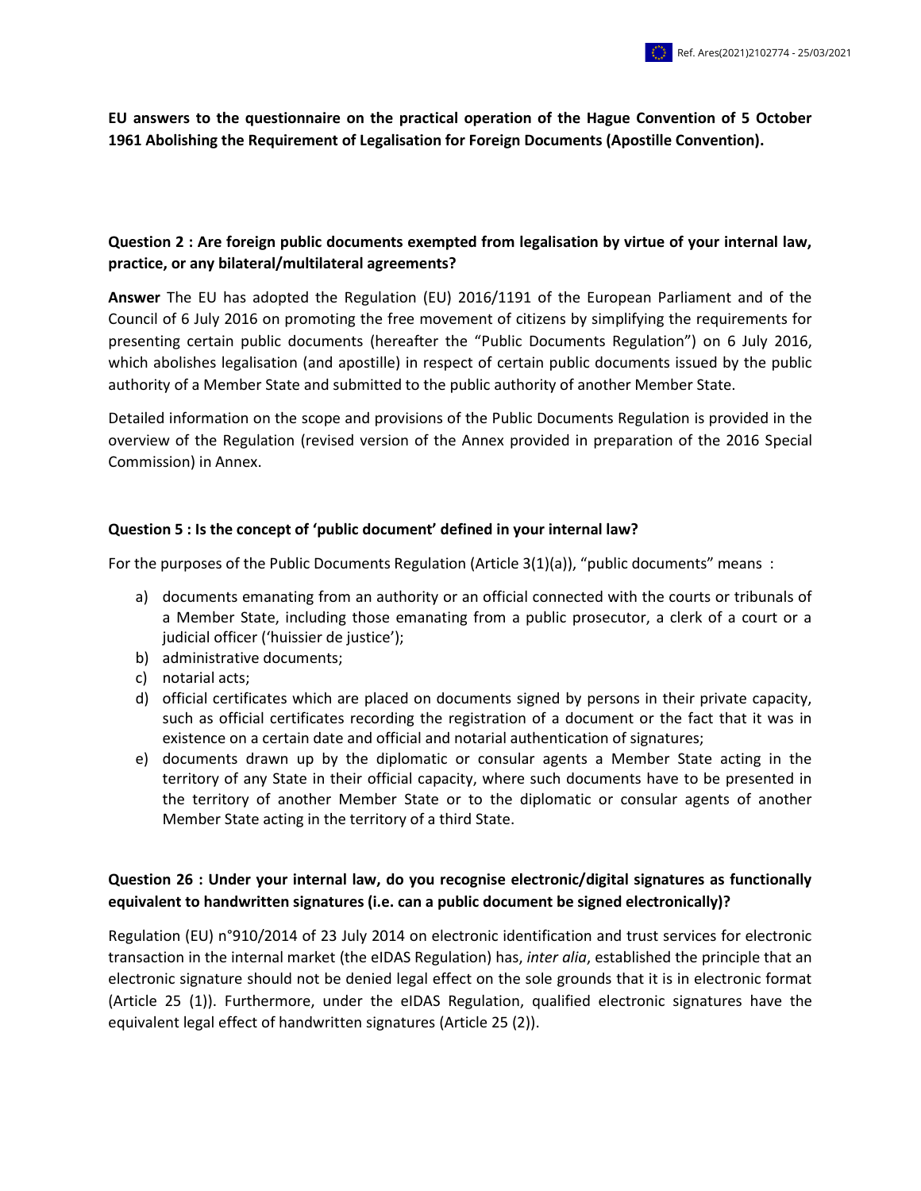Ref. Ares(2021)2102774 - 25/03/2021

**EU answers to the questionnaire on the practical operation of the Hague Convention of 5 October 1961 Abolishing the Requirement of Legalisation for Foreign Documents (Apostille Convention).**

**Question 2 : Are foreign public documents exempted from legalisation by virtue of your internal law, practice, or any bilateral/multilateral agreements?**

**Answer** The EU has adopted the Regulation (EU) 2016/1191 of the European Parliament and of the Council of 6 July 2016 on promoting the free movement of citizens by simplifying the requirements for presenting certain public documents (hereafter the "Public Documents Regulation") on 6 July 2016, which abolishes legalisation (and apostille) in respect of certain public documents issued by the public authority of a Member State and submitted to the public authority of another Member State.

Detailed information on the scope and provisions of the Public Documents Regulation is provided in the overview of the Regulation (revised version of the Annex provided in preparation of the 2016 Special Commission) in Annex.

**Question 5 : Is the concept of 'public document' defined in your internal law?**

For the purposes of the Public Documents Regulation (Article 3(1)(a)), "public documents" means :

a) documents emanating from an authority or an official connected with the courts or tribunals of a Member State, including those emanating from a public prosecutor, a clerk of a court or a judicial officer ('huissier de justice');
b) administrative documents;
c) notarial acts;
d) official certificates which are placed on documents signed by persons in their private capacity, such as official certificates recording the registration of a document or the fact that it was in existence on a certain date and official and notarial authentication of signatures;
e) documents drawn up by the diplomatic or consular agents a Member State acting in the territory of any State in their official capacity, where such documents have to be presented in the territory of another Member State or to the diplomatic or consular agents of another Member State acting in the territory of a third State.

**Question 26 : Under your internal law, do you recognise electronic/digital signatures as functionally equivalent to handwritten signatures (i.e. can a public document be signed electronically)?**

Regulation (EU) n°910/2014 of 23 July 2014 on electronic identification and trust services for electronic transaction in the internal market (the eIDAS Regulation) has, *inter alia*, established the principle that an electronic signature should not be denied legal effect on the sole grounds that it is in electronic format (Article 25 (1)). Furthermore, under the eIDAS Regulation, qualified electronic signatures have the equivalent legal effect of handwritten signatures (Article 25 (2)).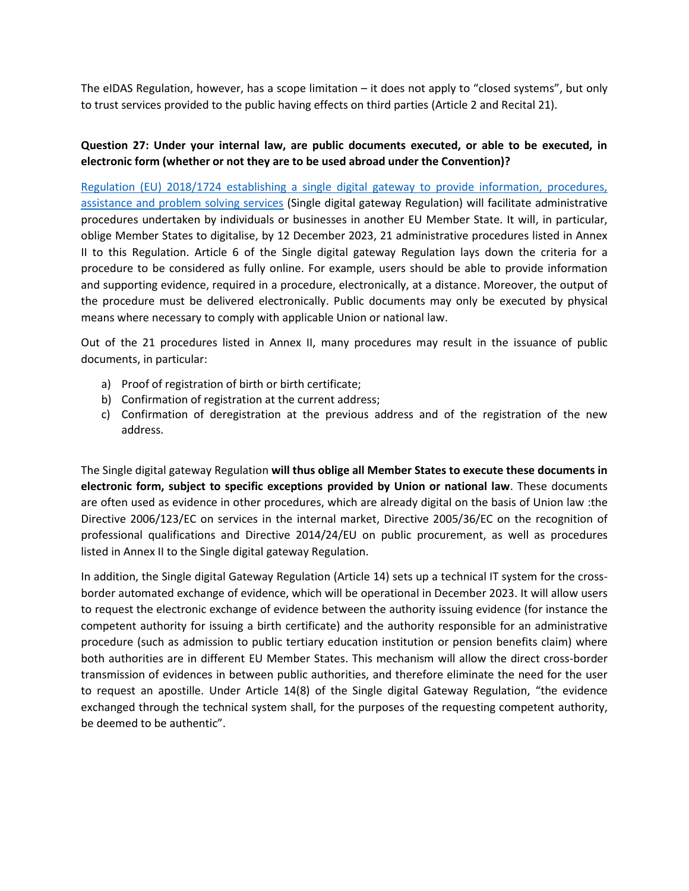The eIDAS Regulation, however, has a scope limitation – it does not apply to "closed systems", but only to trust services provided to the public having effects on third parties (Article 2 and Recital 21).

**Question 27: Under your internal law, are public documents executed, or able to be executed, in electronic form (whether or not they are to be used abroad under the Convention)?**

[Regulation (EU) 2018/1724 establishing a single digital gateway to provide information, procedures, assistance and problem solving services]() (Single digital gateway Regulation) will facilitate administrative procedures undertaken by individuals or businesses in another EU Member State. It will, in particular, oblige Member States to digitalise, by 12 December 2023, 21 administrative procedures listed in Annex II to this Regulation. Article 6 of the Single digital gateway Regulation lays down the criteria for a procedure to be considered as fully online. For example, users should be able to provide information and supporting evidence, required in a procedure, electronically, at a distance. Moreover, the output of the procedure must be delivered electronically. Public documents may only be executed by physical means where necessary to comply with applicable Union or national law.

Out of the 21 procedures listed in Annex II, many procedures may result in the issuance of public documents, in particular:

a) Proof of registration of birth or birth certificate;
b) Confirmation of registration at the current address;
c) Confirmation of deregistration at the previous address and of the registration of the new address.

The Single digital gateway Regulation **will thus oblige all Member States to execute these documents in electronic form, subject to specific exceptions provided by Union or national law**. These documents are often used as evidence in other procedures, which are already digital on the basis of Union law :the Directive 2006/123/EC on services in the internal market, Directive 2005/36/EC on the recognition of professional qualifications and Directive 2014/24/EU on public procurement, as well as procedures listed in Annex II to the Single digital gateway Regulation.

In addition, the Single digital Gateway Regulation (Article 14) sets up a technical IT system for the cross-border automated exchange of evidence, which will be operational in December 2023. It will allow users to request the electronic exchange of evidence between the authority issuing evidence (for instance the competent authority for issuing a birth certificate) and the authority responsible for an administrative procedure (such as admission to public tertiary education institution or pension benefits claim) where both authorities are in different EU Member States. This mechanism will allow the direct cross-border transmission of evidences in between public authorities, and therefore eliminate the need for the user to request an apostille. Under Article 14(8) of the Single digital Gateway Regulation, "the evidence exchanged through the technical system shall, for the purposes of the requesting competent authority, be deemed to be authentic".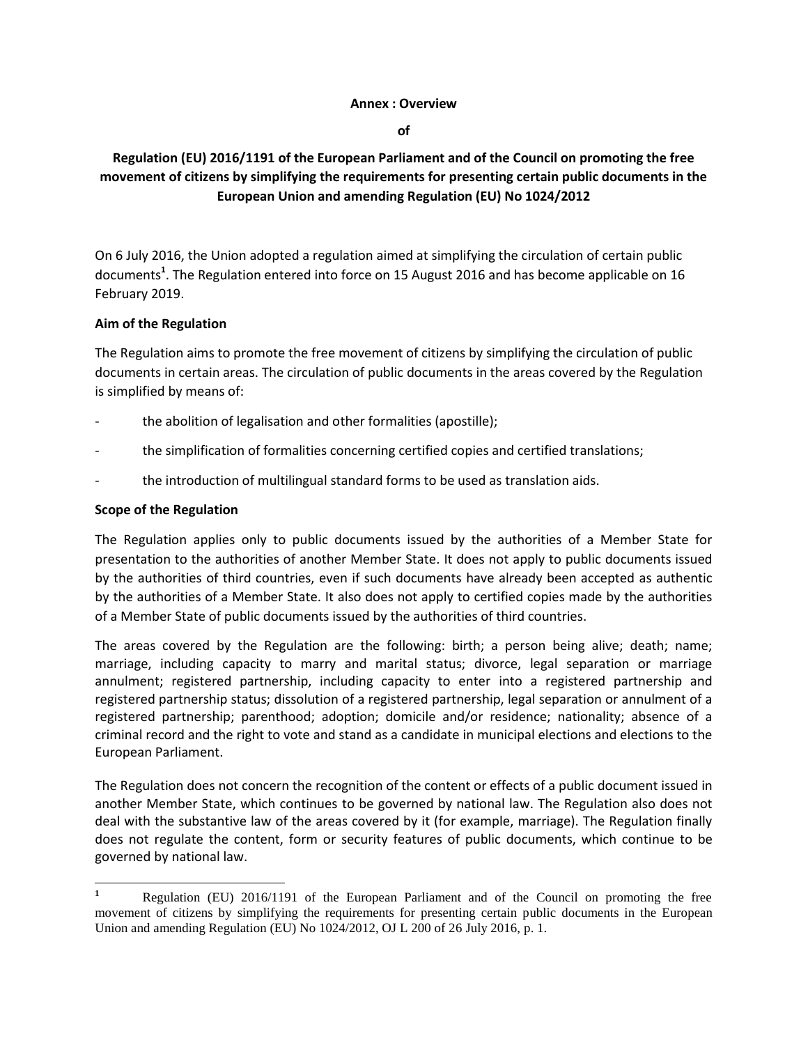**Annex : Overview**

**of**

**Regulation (EU) 2016/1191 of the European Parliament and of the Council on promoting the free movement of citizens by simplifying the requirements for presenting certain public documents in the European Union and amending Regulation (EU) No 1024/2012**

On 6 July 2016, the Union adopted a regulation aimed at simplifying the circulation of certain public documents[1]. The Regulation entered into force on 15 August 2016 and has become applicable on 16 February 2019.

**Aim of the Regulation**

The Regulation aims to promote the free movement of citizens by simplifying the circulation of public documents in certain areas. The circulation of public documents in the areas covered by the Regulation is simplified by means of:

- the abolition of legalisation and other formalities (apostille);
- the simplification of formalities concerning certified copies and certified translations;
- the introduction of multilingual standard forms to be used as translation aids.

**Scope of the Regulation**

The Regulation applies only to public documents issued by the authorities of a Member State for presentation to the authorities of another Member State. It does not apply to public documents issued by the authorities of third countries, even if such documents have already been accepted as authentic by the authorities of a Member State. It also does not apply to certified copies made by the authorities of a Member State of public documents issued by the authorities of third countries.

The areas covered by the Regulation are the following: birth; a person being alive; death; name; marriage, including capacity to marry and marital status; divorce, legal separation or marriage annulment; registered partnership, including capacity to enter into a registered partnership and registered partnership status; dissolution of a registered partnership, legal separation or annulment of a registered partnership; parenthood; adoption; domicile and/or residence; nationality; absence of a criminal record and the right to vote and stand as a candidate in municipal elections and elections to the European Parliament.

The Regulation does not concern the recognition of the content or effects of a public document issued in another Member State, which continues to be governed by national law. The Regulation also does not deal with the substantive law of the areas covered by it (for example, marriage). The Regulation finally does not regulate the content, form or security features of public documents, which continue to be governed by national law.

---

[1] Regulation (EU) 2016/1191 of the European Parliament and of the Council on promoting the free movement of citizens by simplifying the requirements for presenting certain public documents in the European Union and amending Regulation (EU) No 1024/2012, OJ L 200 of 26 July 2016, p. 1.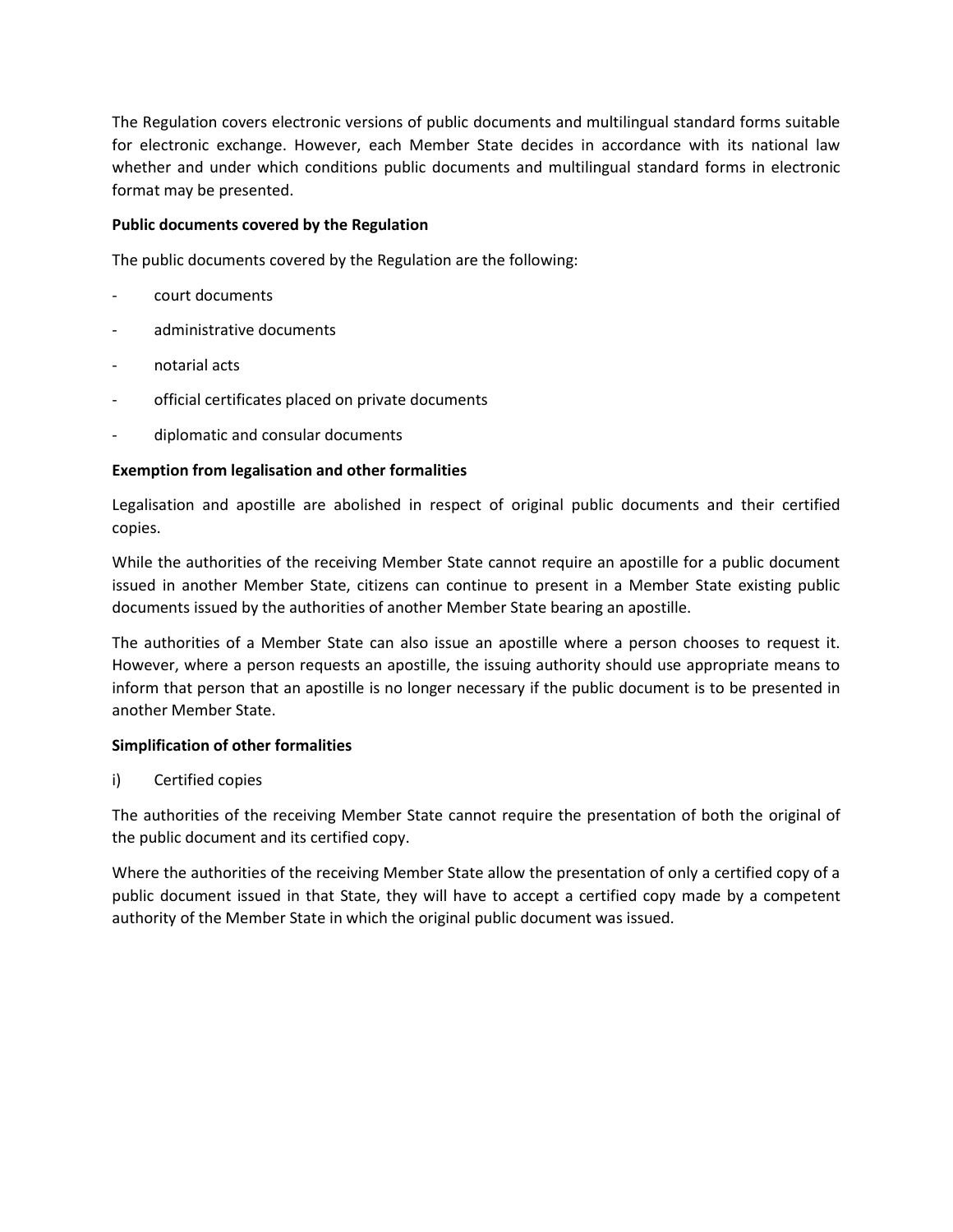The Regulation covers electronic versions of public documents and multilingual standard forms suitable for electronic exchange. However, each Member State decides in accordance with its national law whether and under which conditions public documents and multilingual standard forms in electronic format may be presented.

**Public documents covered by the Regulation**

The public documents covered by the Regulation are the following:

- court documents
- administrative documents
- notarial acts
- official certificates placed on private documents
- diplomatic and consular documents

**Exemption from legalisation and other formalities**

Legalisation and apostille are abolished in respect of original public documents and their certified copies.

While the authorities of the receiving Member State cannot require an apostille for a public document issued in another Member State, citizens can continue to present in a Member State existing public documents issued by the authorities of another Member State bearing an apostille.

The authorities of a Member State can also issue an apostille where a person chooses to request it. However, where a person requests an apostille, the issuing authority should use appropriate means to inform that person that an apostille is no longer necessary if the public document is to be presented in another Member State.

**Simplification of other formalities**

i) Certified copies

The authorities of the receiving Member State cannot require the presentation of both the original of the public document and its certified copy.

Where the authorities of the receiving Member State allow the presentation of only a certified copy of a public document issued in that State, they will have to accept a certified copy made by a competent authority of the Member State in which the original public document was issued.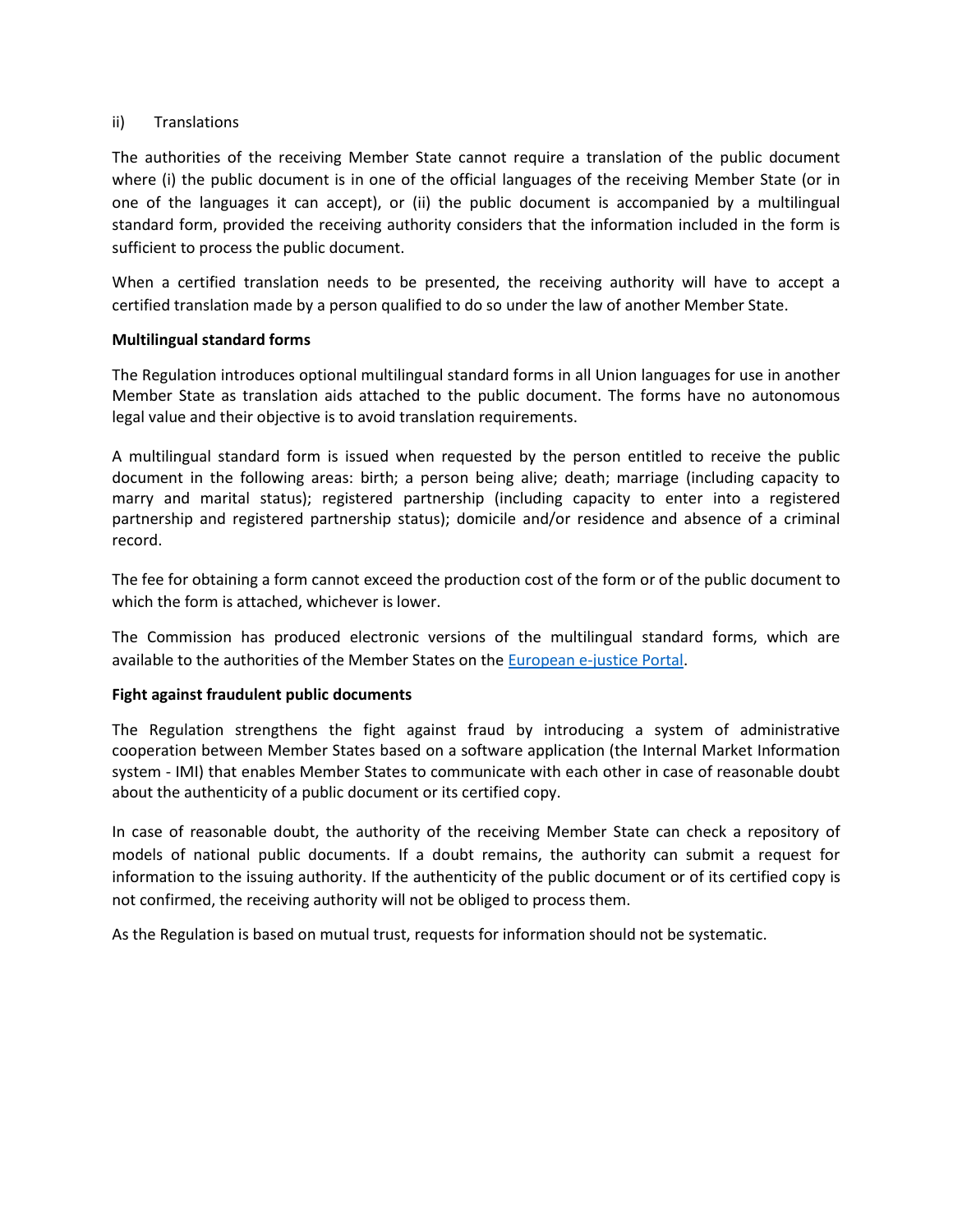ii) Translations

The authorities of the receiving Member State cannot require a translation of the public document where (i) the public document is in one of the official languages of the receiving Member State (or in one of the languages it can accept), or (ii) the public document is accompanied by a multilingual standard form, provided the receiving authority considers that the information included in the form is sufficient to process the public document.

When a certified translation needs to be presented, the receiving authority will have to accept a certified translation made by a person qualified to do so under the law of another Member State.

**Multilingual standard forms**

The Regulation introduces optional multilingual standard forms in all Union languages for use in another Member State as translation aids attached to the public document. The forms have no autonomous legal value and their objective is to avoid translation requirements.

A multilingual standard form is issued when requested by the person entitled to receive the public document in the following areas: birth; a person being alive; death; marriage (including capacity to marry and marital status); registered partnership (including capacity to enter into a registered partnership and registered partnership status); domicile and/or residence and absence of a criminal record.

The fee for obtaining a form cannot exceed the production cost of the form or of the public document to which the form is attached, whichever is lower.

The Commission has produced electronic versions of the multilingual standard forms, which are available to the authorities of the Member States on the European e-justice Portal.

**Fight against fraudulent public documents**

The Regulation strengthens the fight against fraud by introducing a system of administrative cooperation between Member States based on a software application (the Internal Market Information system - IMI) that enables Member States to communicate with each other in case of reasonable doubt about the authenticity of a public document or its certified copy.

In case of reasonable doubt, the authority of the receiving Member State can check a repository of models of national public documents. If a doubt remains, the authority can submit a request for information to the issuing authority. If the authenticity of the public document or of its certified copy is not confirmed, the receiving authority will not be obliged to process them.

As the Regulation is based on mutual trust, requests for information should not be systematic.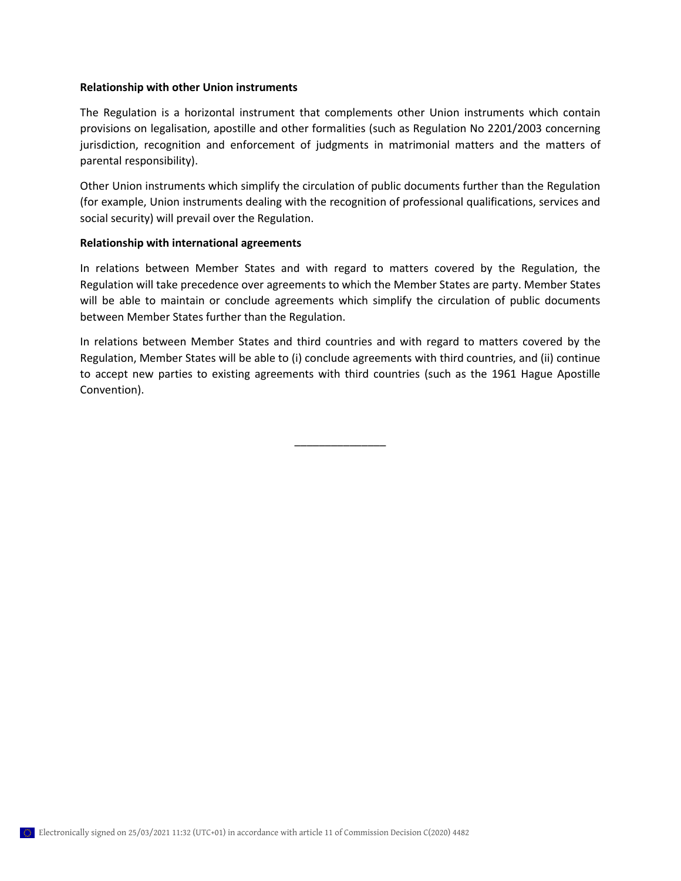**Relationship with other Union instruments**

The Regulation is a horizontal instrument that complements other Union instruments which contain provisions on legalisation, apostille and other formalities (such as Regulation No 2201/2003 concerning jurisdiction, recognition and enforcement of judgments in matrimonial matters and the matters of parental responsibility).

Other Union instruments which simplify the circulation of public documents further than the Regulation (for example, Union instruments dealing with the recognition of professional qualifications, services and social security) will prevail over the Regulation.

**Relationship with international agreements**

In relations between Member States and with regard to matters covered by the Regulation, the Regulation will take precedence over agreements to which the Member States are party. Member States will be able to maintain or conclude agreements which simplify the circulation of public documents between Member States further than the Regulation.

In relations between Member States and third countries and with regard to matters covered by the Regulation, Member States will be able to (i) conclude agreements with third countries, and (ii) continue to accept new parties to existing agreements with third countries (such as the 1961 Hague Apostille Convention).

________________

Electronically signed on 25/03/2021 11:32 (UTC+01) in accordance with article 11 of Commission Decision C(2020) 4482